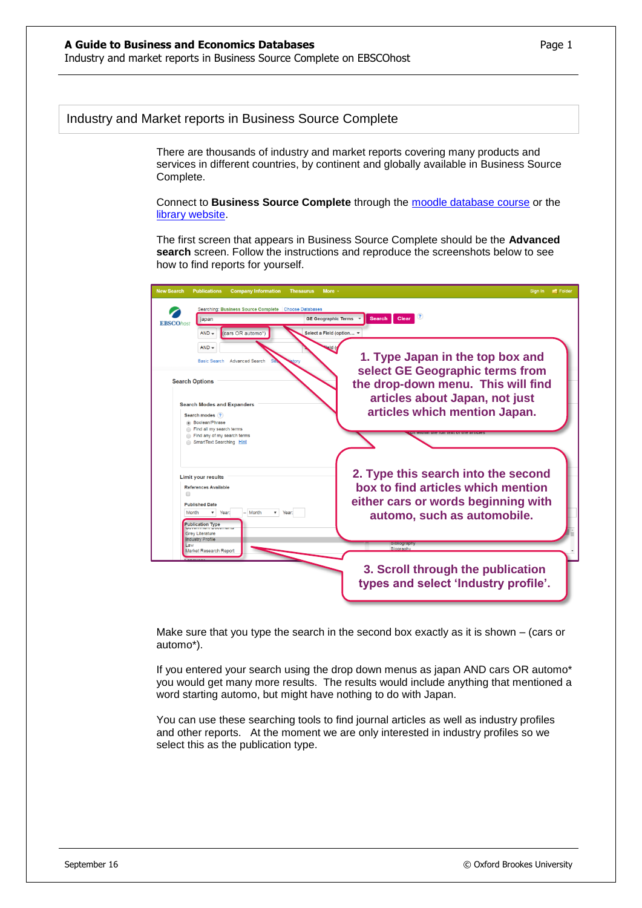## Industry and Market reports in Business Source Complete

There are thousands of industry and market reports covering many products and services in different countries, by continent and globally available in Business Source Complete.

Connect to **Business Source Complete** through the moodle database course or the library website.

The first screen that appears in Business Source Complete should be the **Advanced search** screen. Follow the instructions and reproduce the screenshots below to see how to find reports for yourself.

1. Type Japan in the top box and select GE Geographic terms from the drop-down menu. This will find articles about Japan, not just articles which mention Japan.

2. Type this search into the second box to find articles which mention either cars or words beginning with automo, such as automobile.

3. Scroll through the publication types and select 'Industry profile'.

Make sure that you type the search in the second box exactly as it is shown – (cars or automo*).

If you entered your search using the drop down menus as japan AND cars OR automo* you would get many more results. The results would include anything that mentioned a word starting automo, but might have nothing to do with Japan.

You can use these searching tools to find journal articles as well as industry profiles and other reports. At the moment we are only interested in industry profiles so we select this as the publication type.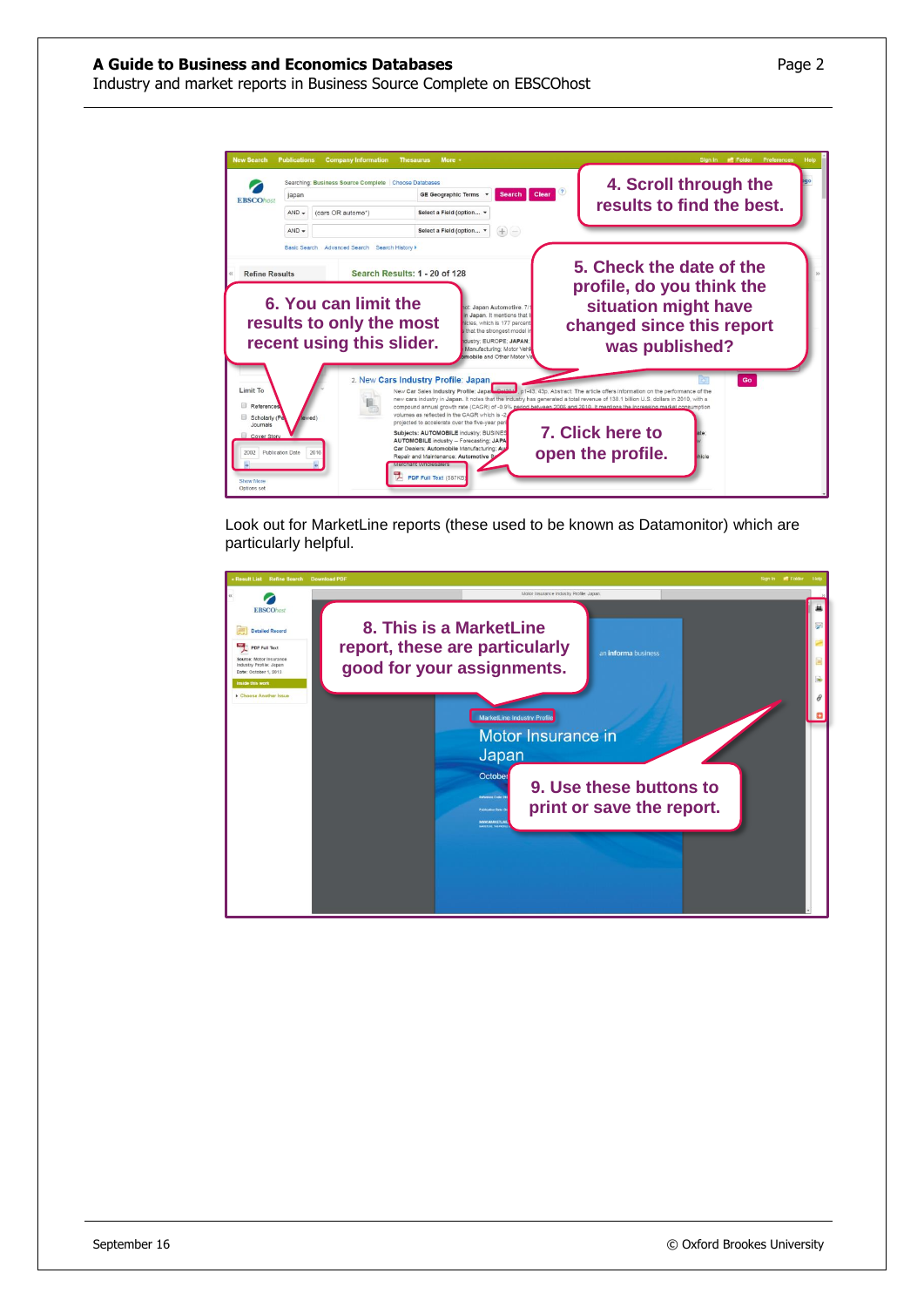4. Scroll through the results to find the best.

5. Check the date of the profile, do you think the situation might have changed since this report was published?

6. You can limit the results to only the most recent using this slider.

7. Click here to open the profile.

Look out for MarketLine reports (these used to be known as Datamonitor) which are particularly helpful.

8. This is a MarketLine report, these are particularly good for your assignments.

9. Use these buttons to print or save the report.